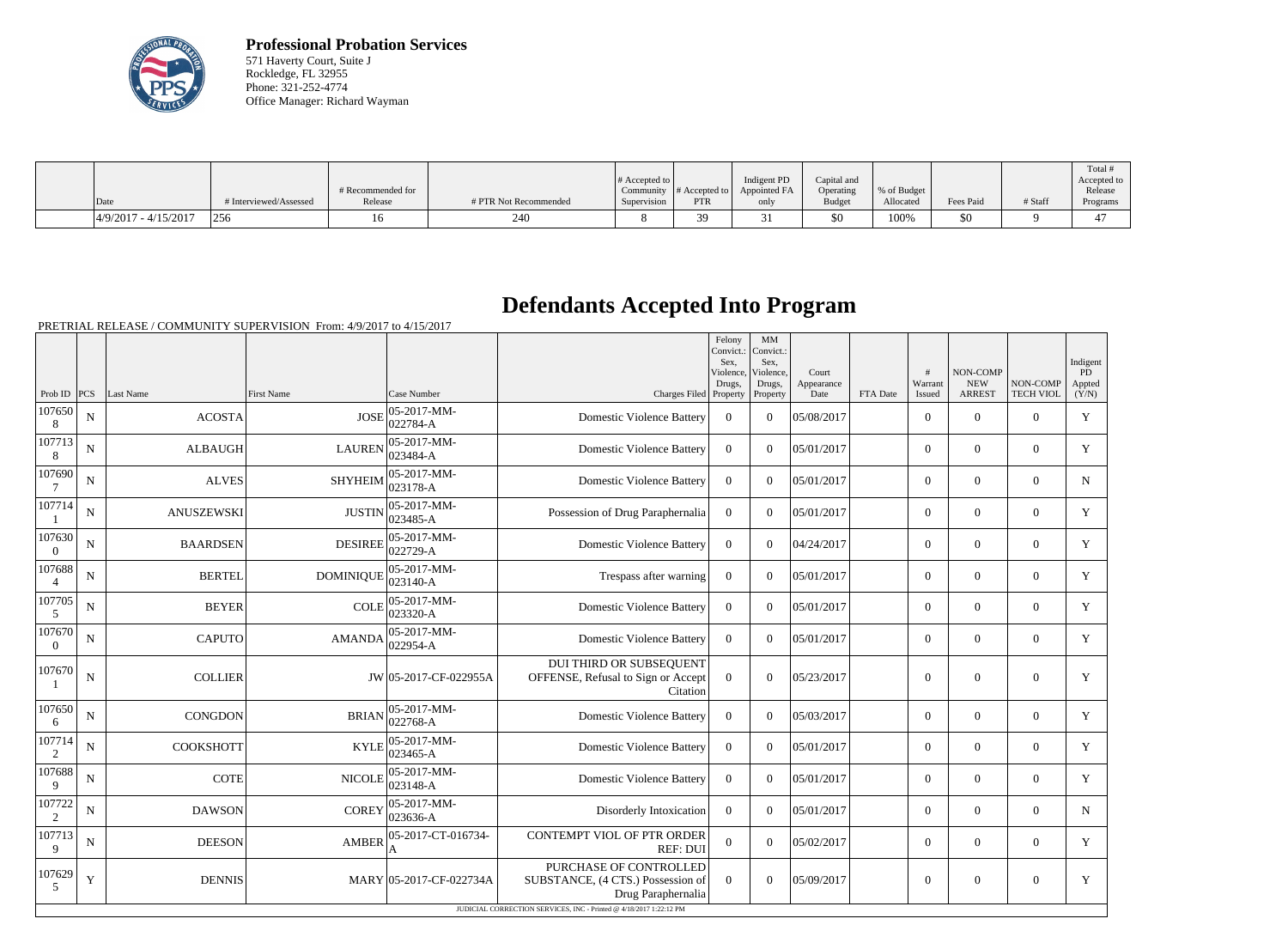**Professional Probation Services**
571 Haverty Court, Suite J
Rockledge, FL 32955
Phone: 321-252-4774
Office Manager: Richard Wayman

| Date | # Interviewed/Assessed | # Recommended for Release | # PTR Not Recommended | # Accepted to Community Supervision | # Accepted to PTR | Indigent PD Appointed FA only | Capital and Operating Budget | % of Budget Allocated | Fees Paid | # Staff | Total # Accepted to Release Programs |
|---|---|---|---|---|---|---|---|---|---|---|---|
| 4/9/2017 - 4/15/2017 | 256 | 16 | 240 | 8 | 39 | 31 | $0 | 100% | $0 | 9 | 47 |

# Defendants Accepted Into Program

PRETRIAL RELEASE / COMMUNITY SUPERVISION From: 4/9/2017 to 4/15/2017

| Prob ID | PCS | Last Name | First Name | Case Number | Charges Filed | Felony Convict.: Sex, Violence, Drugs, Property | MM Convict.: Sex, Violence, Drugs, Property | Court Appearance Date | FTA Date | # Warrant Issued | NON-COMP NEW ARREST | NON-COMP TECH VIOL | Indigent PD Appted (Y/N) |
|---|---|---|---|---|---|---|---|---|---|---|---|---|---|
| 1076508 | N | ACOSTA | JOSE | 05-2017-MM-022784-A | Domestic Violence Battery | 0 | 0 | 05/08/2017 | | 0 | 0 | 0 | Y |
| 1077138 | N | ALBAUGH | LAUREN | 05-2017-MM-023484-A | Domestic Violence Battery | 0 | 0 | 05/01/2017 | | 0 | 0 | 0 | Y |
| 1076907 | N | ALVES | SHYHEIM | 05-2017-MM-023178-A | Domestic Violence Battery | 0 | 0 | 05/01/2017 | | 0 | 0 | 0 | N |
| 1077141 | N | ANUSZEWSKI | JUSTIN | 05-2017-MM-023485-A | Possession of Drug Paraphernalia | 0 | 0 | 05/01/2017 | | 0 | 0 | 0 | Y |
| 1076300 | N | BAARDSEN | DESIREE | 05-2017-MM-022729-A | Domestic Violence Battery | 0 | 0 | 04/24/2017 | | 0 | 0 | 0 | Y |
| 1076884 | N | BERTEL | DOMINIQUE | 05-2017-MM-023140-A | Trespass after warning | 0 | 0 | 05/01/2017 | | 0 | 0 | 0 | Y |
| 1077055 | N | BEYER | COLE | 05-2017-MM-023320-A | Domestic Violence Battery | 0 | 0 | 05/01/2017 | | 0 | 0 | 0 | Y |
| 1076700 | N | CAPUTO | AMANDA | 05-2017-MM-022954-A | Domestic Violence Battery | 0 | 0 | 05/01/2017 | | 0 | 0 | 0 | Y |
| 1076701 | N | COLLIER | JW | 05-2017-CF-022955A | DUI THIRD OR SUBSEQUENT OFFENSE, Refusal to Sign or Accept Citation | 0 | 0 | 05/23/2017 | | 0 | 0 | 0 | Y |
| 1076506 | N | CONGDON | BRIAN | 05-2017-MM-022768-A | Domestic Violence Battery | 0 | 0 | 05/03/2017 | | 0 | 0 | 0 | Y |
| 1077142 | N | COOKSHOTT | KYLE | 05-2017-MM-023465-A | Domestic Violence Battery | 0 | 0 | 05/01/2017 | | 0 | 0 | 0 | Y |
| 1076889 | N | COTE | NICOLE | 05-2017-MM-023148-A | Domestic Violence Battery | 0 | 0 | 05/01/2017 | | 0 | 0 | 0 | Y |
| 1077222 | N | DAWSON | COREY | 05-2017-MM-023636-A | Disorderly Intoxication | 0 | 0 | 05/01/2017 | | 0 | 0 | 0 | N |
| 1077139 | N | DEESON | AMBER | 05-2017-CT-016734-A | CONTEMPT VIOL OF PTR ORDER REF: DUI | 0 | 0 | 05/02/2017 | | 0 | 0 | 0 | Y |
| 1076295 | Y | DENNIS | MARY | 05-2017-CF-022734A | PURCHASE OF CONTROLLED SUBSTANCE, (4 CTS.) Possession of Drug Paraphernalia | 0 | 0 | 05/09/2017 | | 0 | 0 | 0 | Y |

JUDICIAL CORRECTION SERVICES, INC - Printed @ 4/18/2017 1:22:12 PM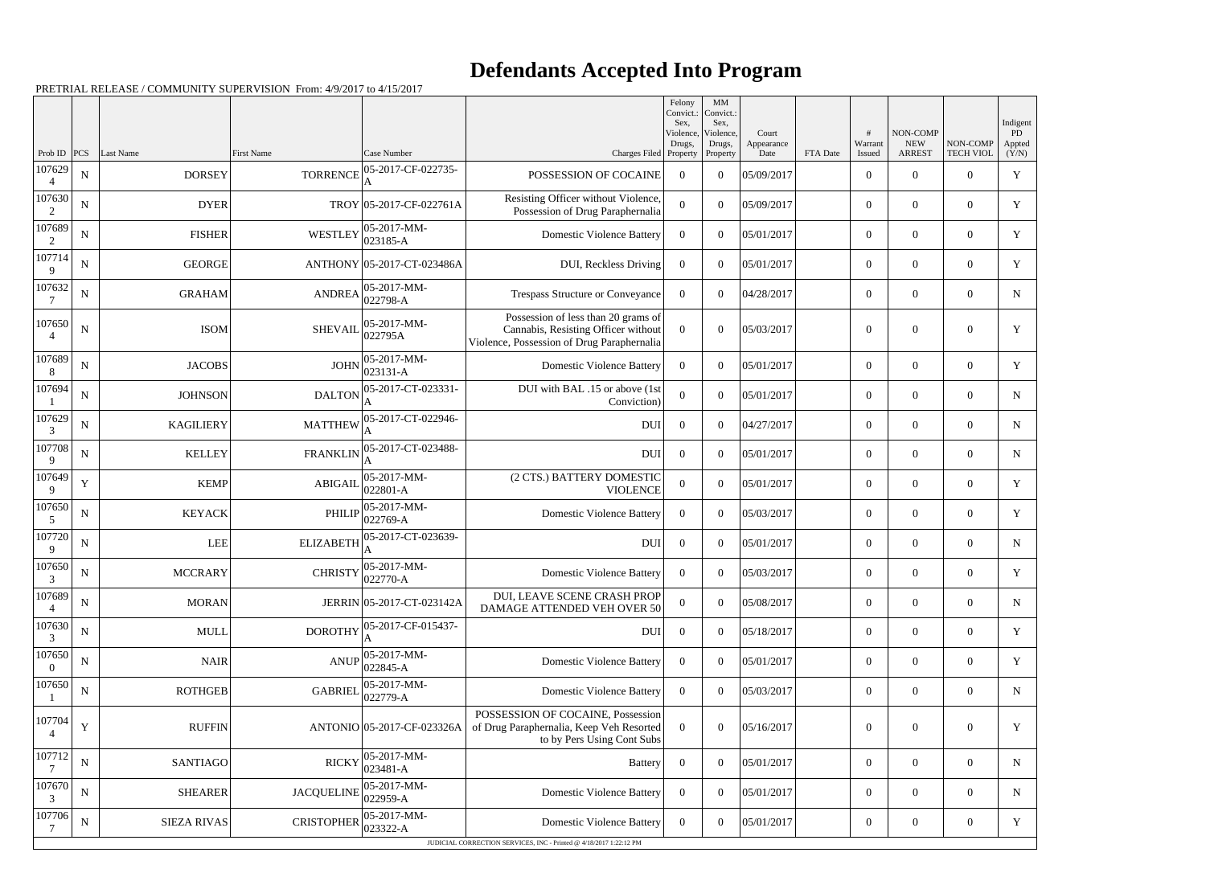# Defendants Accepted Into Program

PRETRIAL RELEASE / COMMUNITY SUPERVISION From: 4/9/2017 to 4/15/2017

| Prob ID | PCS | Last Name | First Name | Case Number | Charges Filed | Felony Convict.: Sex, Violence, Drugs, Property | MM Convict.: Sex, Violence, Drugs, Property | Court Appearance Date | FTA Date | # Warrant Issued | NON-COMP NEW ARREST | NON-COMP TECH VIOL | Indigent PD Appted (Y/N) |
|---|---|---|---|---|---|---|---|---|---|---|---|---|---|
| 1076294 | N | DORSEY | TORRENCE | 05-2017-CF-022735-A | POSSESSION OF COCAINE | 0 | 0 | 05/09/2017 | | 0 | 0 | 0 | Y |
| 1076302 | N | DYER | TROY | 05-2017-CF-022761A | Resisting Officer without Violence, Possession of Drug Paraphernalia | 0 | 0 | 05/09/2017 | | 0 | 0 | 0 | Y |
| 1076892 | N | FISHER | WESTLEY | 05-2017-MM-023185-A | Domestic Violence Battery | 0 | 0 | 05/01/2017 | | 0 | 0 | 0 | Y |
| 1077149 | N | GEORGE | ANTHONY | 05-2017-CT-023486A | DUI, Reckless Driving | 0 | 0 | 05/01/2017 | | 0 | 0 | 0 | Y |
| 1076327 | N | GRAHAM | ANDREA | 05-2017-MM-022798-A | Trespass Structure or Conveyance | 0 | 0 | 04/28/2017 | | 0 | 0 | 0 | N |
| 1076504 | N | ISOM | SHEVAIL | 05-2017-MM-022795A | Possession of less than 20 grams of Cannabis, Resisting Officer without Violence, Possession of Drug Paraphernalia | 0 | 0 | 05/03/2017 | | 0 | 0 | 0 | Y |
| 1076898 | N | JACOBS | JOHN | 05-2017-MM-023131-A | Domestic Violence Battery | 0 | 0 | 05/01/2017 | | 0 | 0 | 0 | Y |
| 1076941 | N | JOHNSON | DALTON | 05-2017-CT-023331-A | DUI with BAL .15 or above (1st Conviction) | 0 | 0 | 05/01/2017 | | 0 | 0 | 0 | N |
| 1076293 | N | KAGILIERY | MATTHEW | 05-2017-CT-022946-A | DUI | 0 | 0 | 04/27/2017 | | 0 | 0 | 0 | N |
| 1077089 | N | KELLEY | FRANKLIN | 05-2017-CT-023488-A | DUI | 0 | 0 | 05/01/2017 | | 0 | 0 | 0 | N |
| 1076499 | Y | KEMP | ABIGAIL | 05-2017-MM-022801-A | (2 CTS.) BATTERY DOMESTIC VIOLENCE | 0 | 0 | 05/01/2017 | | 0 | 0 | 0 | Y |
| 1076505 | N | KEYACK | PHILIP | 05-2017-MM-022769-A | Domestic Violence Battery | 0 | 0 | 05/03/2017 | | 0 | 0 | 0 | Y |
| 1077209 | N | LEE | ELIZABETH | 05-2017-CT-023639-A | DUI | 0 | 0 | 05/01/2017 | | 0 | 0 | 0 | N |
| 1076503 | N | MCCRARY | CHRISTY | 05-2017-MM-022770-A | Domestic Violence Battery | 0 | 0 | 05/03/2017 | | 0 | 0 | 0 | Y |
| 1076894 | N | MORAN | JERRIN | 05-2017-CT-023142A | DUI, LEAVE SCENE CRASH PROP DAMAGE ATTENDED VEH OVER 50 | 0 | 0 | 05/08/2017 | | 0 | 0 | 0 | N |
| 1076303 | N | MULL | DOROTHY | 05-2017-CF-015437-A | DUI | 0 | 0 | 05/18/2017 | | 0 | 0 | 0 | Y |
| 1076500 | N | NAIR | ANUP | 05-2017-MM-022845-A | Domestic Violence Battery | 0 | 0 | 05/01/2017 | | 0 | 0 | 0 | Y |
| 1076501 | N | ROTHGEB | GABRIEL | 05-2017-MM-022779-A | Domestic Violence Battery | 0 | 0 | 05/03/2017 | | 0 | 0 | 0 | N |
| 1077044 | Y | RUFFIN | ANTONIO | 05-2017-CF-023326A | POSSESSION OF COCAINE, Possession of Drug Paraphernalia, Keep Veh Resorted to by Pers Using Cont Subs | 0 | 0 | 05/16/2017 | | 0 | 0 | 0 | Y |
| 1077127 | N | SANTIAGO | RICKY | 05-2017-MM-023481-A | Battery | 0 | 0 | 05/01/2017 | | 0 | 0 | 0 | N |
| 1076703 | N | SHEARER | JACQUELINE | 05-2017-MM-022959-A | Domestic Violence Battery | 0 | 0 | 05/01/2017 | | 0 | 0 | 0 | N |
| 1077067 | N | SIEZA RIVAS | CRISTOPHER | 05-2017-MM-023322-A | Domestic Violence Battery | 0 | 0 | 05/01/2017 | | 0 | 0 | 0 | Y |

JUDICIAL CORRECTION SERVICES, INC - Printed @ 4/18/2017 1:22:12 PM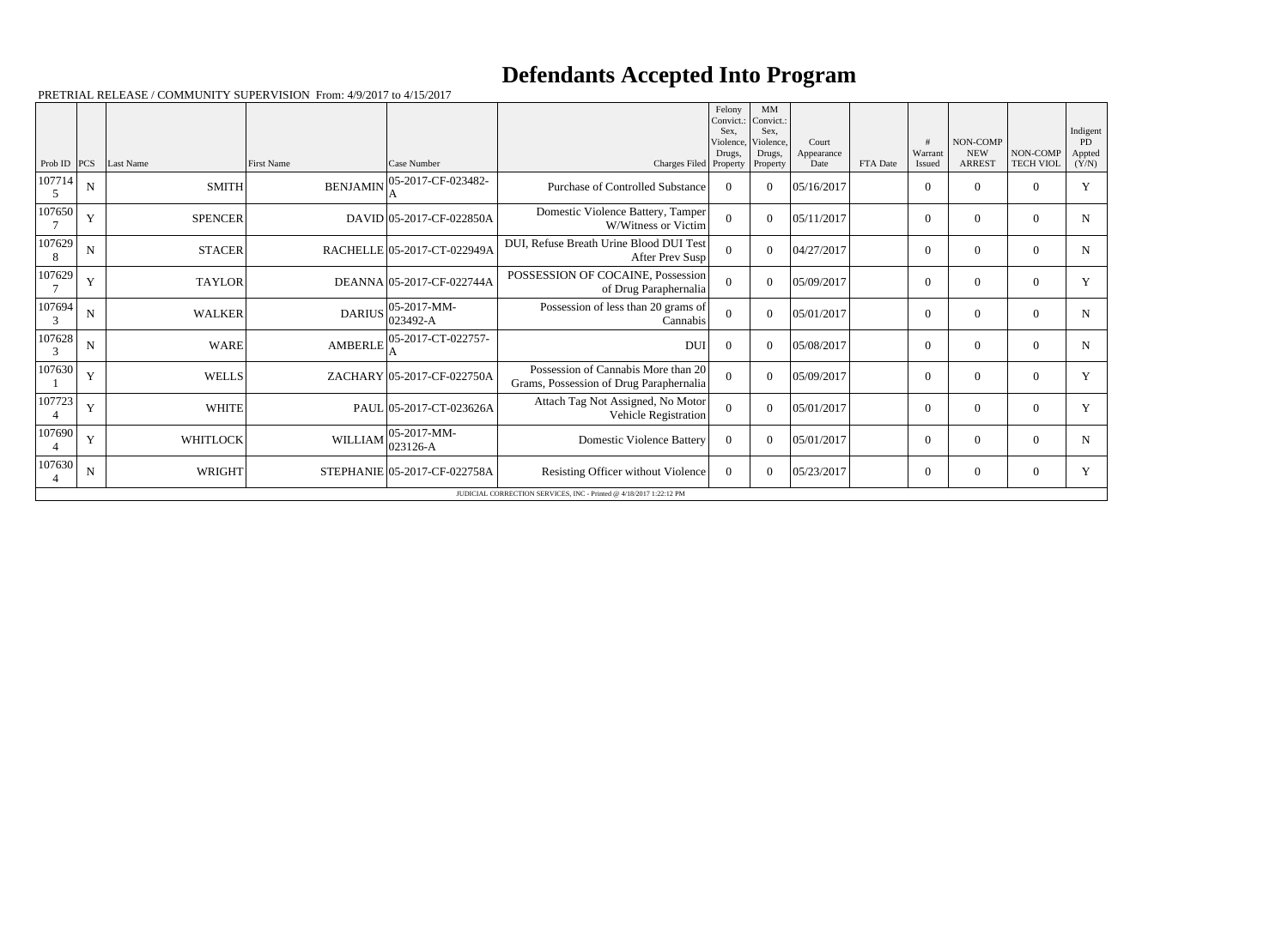# Defendants Accepted Into Program

PRETRIAL RELEASE / COMMUNITY SUPERVISION From: 4/9/2017 to 4/15/2017

| Prob ID | PCS | Last Name | First Name | Case Number | Charges Filed | Felony Convict.: Sex, Violence, Drugs, Property | MM Convict.: Sex, Violence, Drugs, Property | Court Appearance Date | FTA Date | # Warrant Issued | NON-COMP NEW ARREST | NON-COMP TECH VIOL | Indigent PD Appted (Y/N) |
|---|---|---|---|---|---|---|---|---|---|---|---|---|---|
| 1077145 | N | SMITH | BENJAMIN | 05-2017-CF-023482-A | Purchase of Controlled Substance | 0 | 0 | 05/16/2017 | | 0 | 0 | 0 | Y |
| 1076507 | Y | SPENCER | DAVID | 05-2017-CF-022850A | Domestic Violence Battery, Tamper W/Witness or Victim | 0 | 0 | 05/11/2017 | | 0 | 0 | 0 | N |
| 1076298 | N | STACER | RACHELLE | 05-2017-CT-022949A | DUI, Refuse Breath Urine Blood DUI Test After Prev Susp | 0 | 0 | 04/27/2017 | | 0 | 0 | 0 | N |
| 1076297 | Y | TAYLOR | DEANNA | 05-2017-CF-022744A | POSSESSION OF COCAINE, Possession of Drug Paraphernalia | 0 | 0 | 05/09/2017 | | 0 | 0 | 0 | Y |
| 1076943 | N | WALKER | DARIUS | 05-2017-MM-023492-A | Possession of less than 20 grams of Cannabis | 0 | 0 | 05/01/2017 | | 0 | 0 | 0 | N |
| 1076283 | N | WARE | AMBERLE | 05-2017-CT-022757-A | DUI | 0 | 0 | 05/08/2017 | | 0 | 0 | 0 | N |
| 1076301 | Y | WELLS | ZACHARY | 05-2017-CF-022750A | Possession of Cannabis More than 20 Grams, Possession of Drug Paraphernalia | 0 | 0 | 05/09/2017 | | 0 | 0 | 0 | Y |
| 1077234 | Y | WHITE | PAUL | 05-2017-CT-023626A | Attach Tag Not Assigned, No Motor Vehicle Registration | 0 | 0 | 05/01/2017 | | 0 | 0 | 0 | Y |
| 1076904 | Y | WHITLOCK | WILLIAM | 05-2017-MM-023126-A | Domestic Violence Battery | 0 | 0 | 05/01/2017 | | 0 | 0 | 0 | N |
| 1076304 | N | WRIGHT | STEPHANIE | 05-2017-CF-022758A | Resisting Officer without Violence | 0 | 0 | 05/23/2017 | | 0 | 0 | 0 | Y |

JUDICIAL CORRECTION SERVICES, INC - Printed @ 4/18/2017 1:22:12 PM